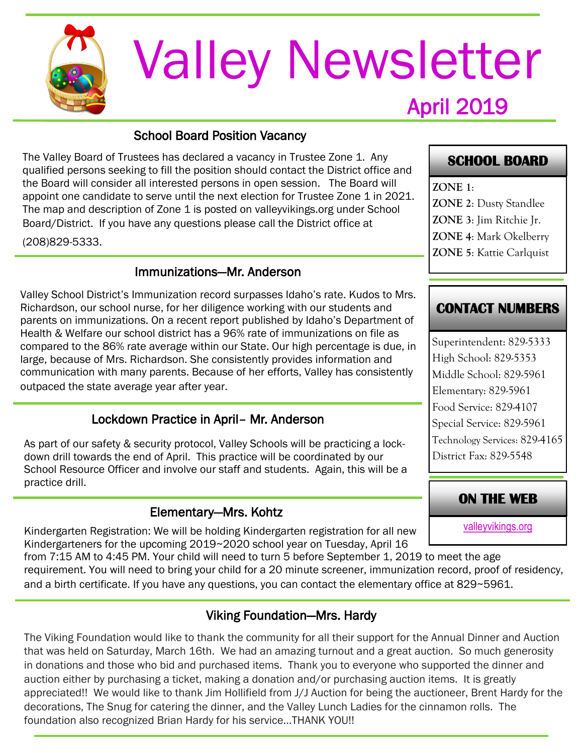# Valley Newsletter

## April 2019

### School Board Position Vacancy

The Valley Board of Trustees has declared a vacancy in Trustee Zone 1. Any qualified persons seeking to fill the position should contact the District office and the Board will consider all interested persons in open session. The Board will appoint one candidate to serve until the next election for Trustee Zone 1 in 2021. The map and description of Zone 1 is posted on valleyvikings.org under School Board/District. If you have any questions please call the District office at (208)829-5333.

### Immunizations—Mr. Anderson

Valley School District's Immunization record surpasses Idaho's rate. Kudos to Mrs. Richardson, our school nurse, for her diligence working with our students and parents on immunizations. On a recent report published by Idaho's Department of Health & Welfare our school district has a 96% rate of immunizations on file as compared to the 86% rate average within our State. Our high percentage is due, in large, because of Mrs. Richardson. She consistently provides information and communication with many parents. Because of her efforts, Valley has consistently outpaced the state average year after year.

### Lockdown Practice in April– Mr. Anderson

As part of our safety & security protocol, Valley Schools will be practicing a lock-down drill towards the end of April. This practice will be coordinated by our School Resource Officer and involve our staff and students. Again, this will be a practice drill.

### Elementary—Mrs. Kohtz

Kindergarten Registration: We will be holding Kindergarten registration for all new Kindergarteners for the upcoming 2019~2020 school year on Tuesday, April 16 from 7:15 AM to 4:45 PM. Your child will need to turn 5 before September 1, 2019 to meet the age requirement. You will need to bring your child for a 20 minute screener, immunization record, proof of residency, and a birth certificate. If you have any questions, you can contact the elementary office at 829~5961.

### Viking Foundation—Mrs. Hardy

The Viking Foundation would like to thank the community for all their support for the Annual Dinner and Auction that was held on Saturday, March 16th. We had an amazing turnout and a great auction. So much generosity in donations and those who bid and purchased items. Thank you to everyone who supported the dinner and auction either by purchasing a ticket, making a donation and/or purchasing auction items. It is greatly appreciated!! We would like to thank Jim Hollifield from J/J Auction for being the auctioneer, Brent Hardy for the decorations, The Snug for catering the dinner, and the Valley Lunch Ladies for the cinnamon rolls. The foundation also recognized Brian Hardy for his service…THANK YOU!!

### SCHOOL BOARD

**ZONE 1**:
**ZONE 2**: Dusty Standlee
**ZONE 3**: Jim Ritchie Jr.
**ZONE 4**: Mark Okelberry
**ZONE 5**: Kattie Carlquist

### CONTACT NUMBERS

Superintendent: 829-5333
High School: 829-5353
Middle School: 829-5961
Elementary: 829-5961
Food Service: 829-4107
Special Service: 829-5961
Technology Services: 829-4165
District Fax: 829-5548

### ON THE WEB

valleyvikings.org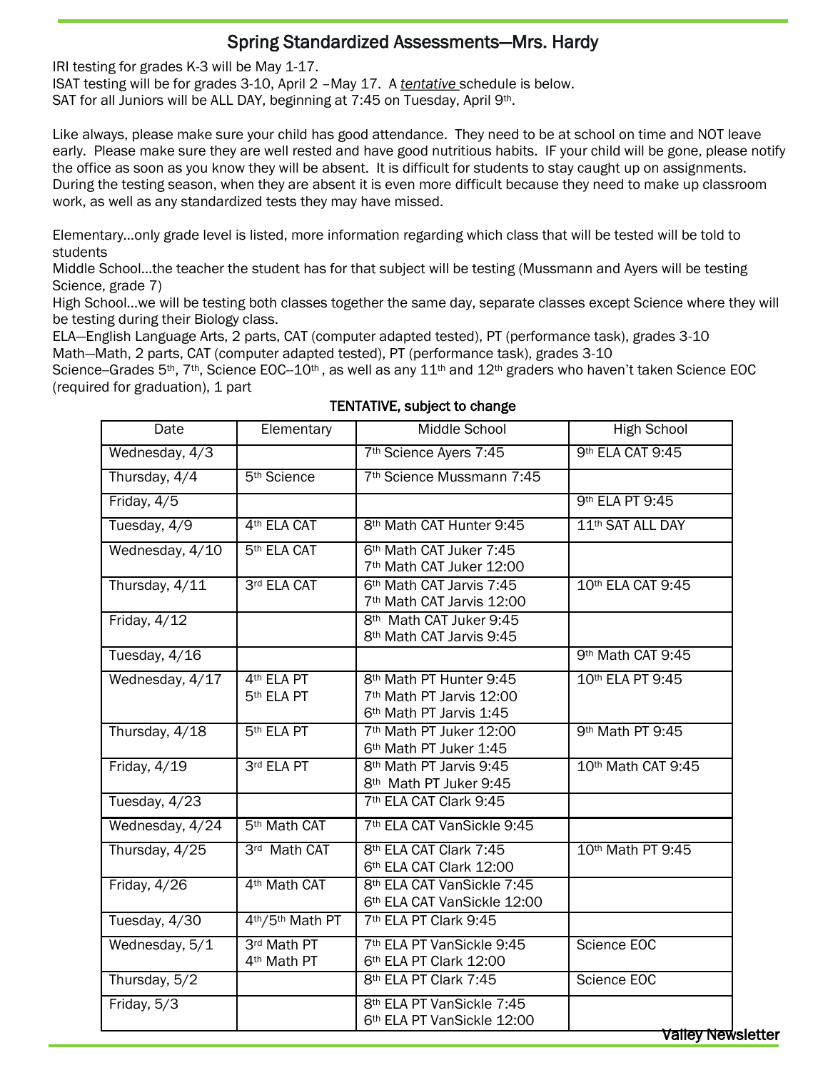## Spring Standardized Assessments—Mrs. Hardy

IRI testing for grades K-3 will be May 1-17.
ISAT testing will be for grades 3-10, April 2 –May 17. A *tentative* schedule is below.
SAT for all Juniors will be ALL DAY, beginning at 7:45 on Tuesday, April 9th.

Like always, please make sure your child has good attendance. They need to be at school on time and NOT leave early. Please make sure they are well rested and have good nutritious habits. IF your child will be gone, please notify the office as soon as you know they will be absent. It is difficult for students to stay caught up on assignments. During the testing season, when they are absent it is even more difficult because they need to make up classroom work, as well as any standardized tests they may have missed.

Elementary…only grade level is listed, more information regarding which class that will be tested will be told to students
Middle School…the teacher the student has for that subject will be testing (Mussmann and Ayers will be testing Science, grade 7)
High School…we will be testing both classes together the same day, separate classes except Science where they will be testing during their Biology class.
ELA—English Language Arts, 2 parts, CAT (computer adapted tested), PT (performance task), grades 3-10
Math—Math, 2 parts, CAT (computer adapted tested), PT (performance task), grades 3-10
Science–Grades 5th, 7th, Science EOC–10th, as well as any 11th and 12th graders who haven't taken Science EOC (required for graduation), 1 part

**TENTATIVE, subject to change**

| Date | Elementary | Middle School | High School |
|---|---|---|---|
| Wednesday, 4/3 | | 7th Science Ayers 7:45 | 9th ELA CAT 9:45 |
| Thursday, 4/4 | 5th Science | 7th Science Mussmann 7:45 | |
| Friday, 4/5 | | | 9th ELA PT 9:45 |
| Tuesday, 4/9 | 4th ELA CAT | 8th Math CAT Hunter 9:45 | 11th SAT ALL DAY |
| Wednesday, 4/10 | 5th ELA CAT | 6th Math CAT Juker 7:45<br>7th Math CAT Juker 12:00 | |
| Thursday, 4/11 | 3rd ELA CAT | 6th Math CAT Jarvis 7:45<br>7th Math CAT Jarvis 12:00 | 10th ELA CAT 9:45 |
| Friday, 4/12 | | 8th Math CAT Juker 9:45<br>8th Math CAT Jarvis 9:45 | |
| Tuesday, 4/16 | | | 9th Math CAT 9:45 |
| Wednesday, 4/17 | 4th ELA PT<br>5th ELA PT | 8th Math PT Hunter 9:45<br>7th Math PT Jarvis 12:00<br>6th Math PT Jarvis 1:45 | 10th ELA PT 9:45 |
| Thursday, 4/18 | 5th ELA PT | 7th Math PT Juker 12:00<br>6th Math PT Juker 1:45 | 9th Math PT 9:45 |
| Friday, 4/19 | 3rd ELA PT | 8th Math PT Jarvis 9:45<br>8th Math PT Juker 9:45 | 10th Math CAT 9:45 |
| Tuesday, 4/23 | | 7th ELA CAT Clark 9:45 | |
| Wednesday, 4/24 | 5th Math CAT | 7th ELA CAT VanSickle 9:45 | |
| Thursday, 4/25 | 3rd Math CAT | 8th ELA CAT Clark 7:45<br>6th ELA CAT Clark 12:00 | 10th Math PT 9:45 |
| Friday, 4/26 | 4th Math CAT | 8th ELA CAT VanSickle 7:45<br>6th ELA CAT VanSickle 12:00 | |
| Tuesday, 4/30 | 4th/5th Math PT | 7th ELA PT Clark 9:45 | |
| Wednesday, 5/1 | 3rd Math PT<br>4th Math PT | 7th ELA PT VanSickle 9:45<br>6th ELA PT Clark 12:00 | Science EOC |
| Thursday, 5/2 | | 8th ELA PT Clark 7:45 | Science EOC |
| Friday, 5/3 | | 8th ELA PT VanSickle 7:45<br>6th ELA PT VanSickle 12:00 | |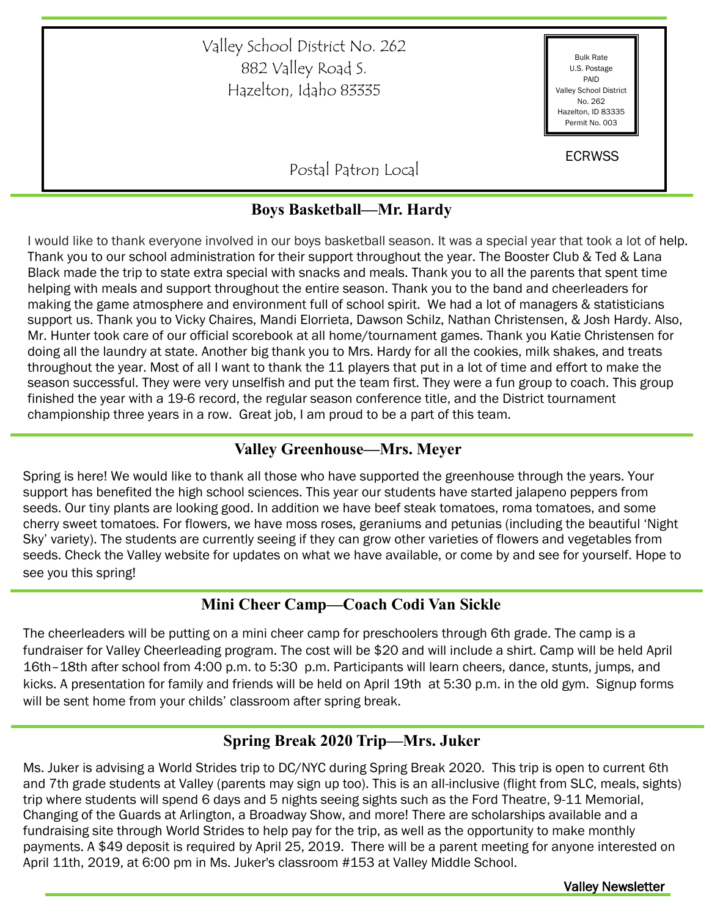Valley School District No. 262
882 Valley Road S.
Hazelton, Idaho 83335

Bulk Rate
U.S. Postage
PAID
Valley School District
No. 262
Hazelton, ID 83335
Permit No. 003

ECRWSS

Postal Patron Local

## Boys Basketball—Mr. Hardy

I would like to thank everyone involved in our boys basketball season. It was a special year that took a lot of help. Thank you to our school administration for their support throughout the year. The Booster Club & Ted & Lana Black made the trip to state extra special with snacks and meals. Thank you to all the parents that spent time helping with meals and support throughout the entire season. Thank you to the band and cheerleaders for making the game atmosphere and environment full of school spirit. We had a lot of managers & statisticians support us. Thank you to Vicky Chaires, Mandi Elorrieta, Dawson Schilz, Nathan Christensen, & Josh Hardy. Also, Mr. Hunter took care of our official scorebook at all home/tournament games. Thank you Katie Christensen for doing all the laundry at state. Another big thank you to Mrs. Hardy for all the cookies, milk shakes, and treats throughout the year. Most of all I want to thank the 11 players that put in a lot of time and effort to make the season successful. They were very unselfish and put the team first. They were a fun group to coach. This group finished the year with a 19-6 record, the regular season conference title, and the District tournament championship three years in a row. Great job, I am proud to be a part of this team.

## Valley Greenhouse—Mrs. Meyer

Spring is here! We would like to thank all those who have supported the greenhouse through the years. Your support has benefited the high school sciences. This year our students have started jalapeno peppers from seeds. Our tiny plants are looking good. In addition we have beef steak tomatoes, roma tomatoes, and some cherry sweet tomatoes. For flowers, we have moss roses, geraniums and petunias (including the beautiful 'Night Sky' variety). The students are currently seeing if they can grow other varieties of flowers and vegetables from seeds. Check the Valley website for updates on what we have available, or come by and see for yourself. Hope to see you this spring!

## Mini Cheer Camp—Coach Codi Van Sickle

The cheerleaders will be putting on a mini cheer camp for preschoolers through 6th grade. The camp is a fundraiser for Valley Cheerleading program. The cost will be $20 and will include a shirt. Camp will be held April 16th–18th after school from 4:00 p.m. to 5:30 p.m. Participants will learn cheers, dance, stunts, jumps, and kicks. A presentation for family and friends will be held on April 19th at 5:30 p.m. in the old gym. Signup forms will be sent home from your childs' classroom after spring break.

## Spring Break 2020 Trip—Mrs. Juker

Ms. Juker is advising a World Strides trip to DC/NYC during Spring Break 2020. This trip is open to current 6th and 7th grade students at Valley (parents may sign up too). This is an all-inclusive (flight from SLC, meals, sights) trip where students will spend 6 days and 5 nights seeing sights such as the Ford Theatre, 9-11 Memorial, Changing of the Guards at Arlington, a Broadway Show, and more! There are scholarships available and a fundraising site through World Strides to help pay for the trip, as well as the opportunity to make monthly payments. A $49 deposit is required by April 25, 2019. There will be a parent meeting for anyone interested on April 11th, 2019, at 6:00 pm in Ms. Juker's classroom #153 at Valley Middle School.